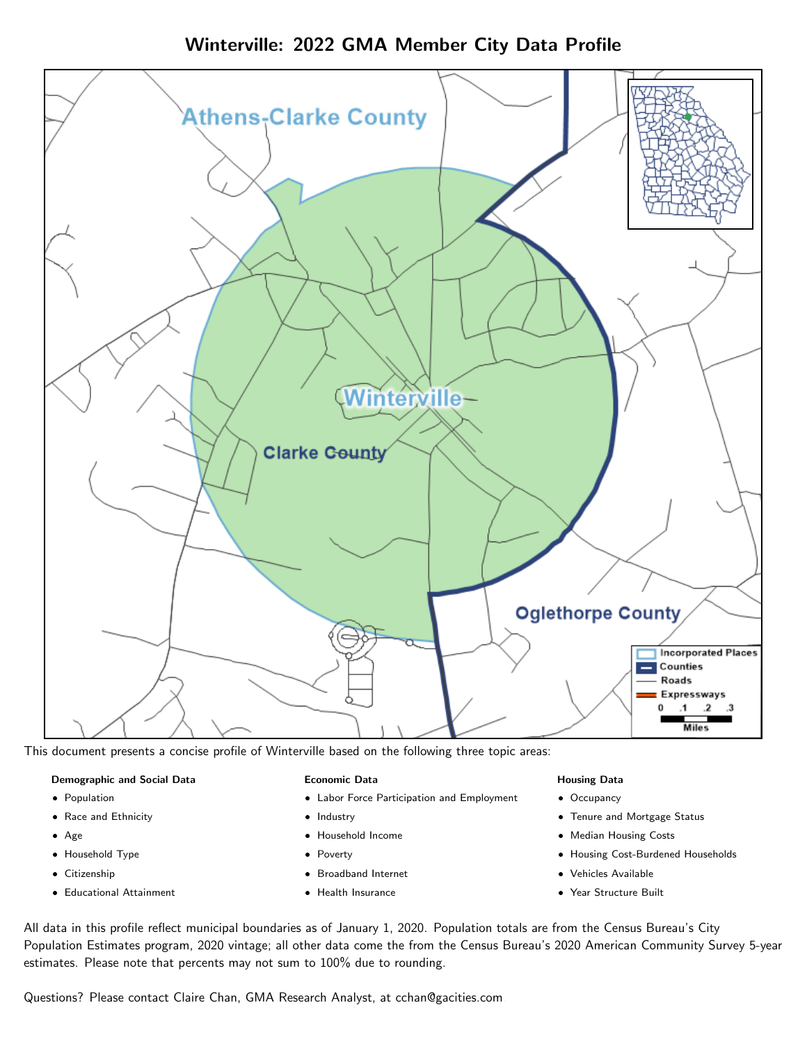# Winterville: 2022 GMA Member City Data Profile

This document presents a concise profile of Winterville based on the following three topic areas:

**Demographic and Social Data**

- Population
- Race and Ethnicity
- Age
- Household Type
- Citizenship
- Educational Attainment

**Economic Data**

- Labor Force Participation and Employment
- Industry
- Household Income
- Poverty
- Broadband Internet
- Health Insurance

**Housing Data**

- Occupancy
- Tenure and Mortgage Status
- Median Housing Costs
- Housing Cost-Burdened Households
- Vehicles Available
- Year Structure Built

All data in this profile reflect municipal boundaries as of January 1, 2020. Population totals are from the Census Bureau's City Population Estimates program, 2020 vintage; all other data come the from the Census Bureau's 2020 American Community Survey 5-year estimates. Please note that percents may not sum to 100% due to rounding.

Questions? Please contact Claire Chan, GMA Research Analyst, at cchan@gacities.com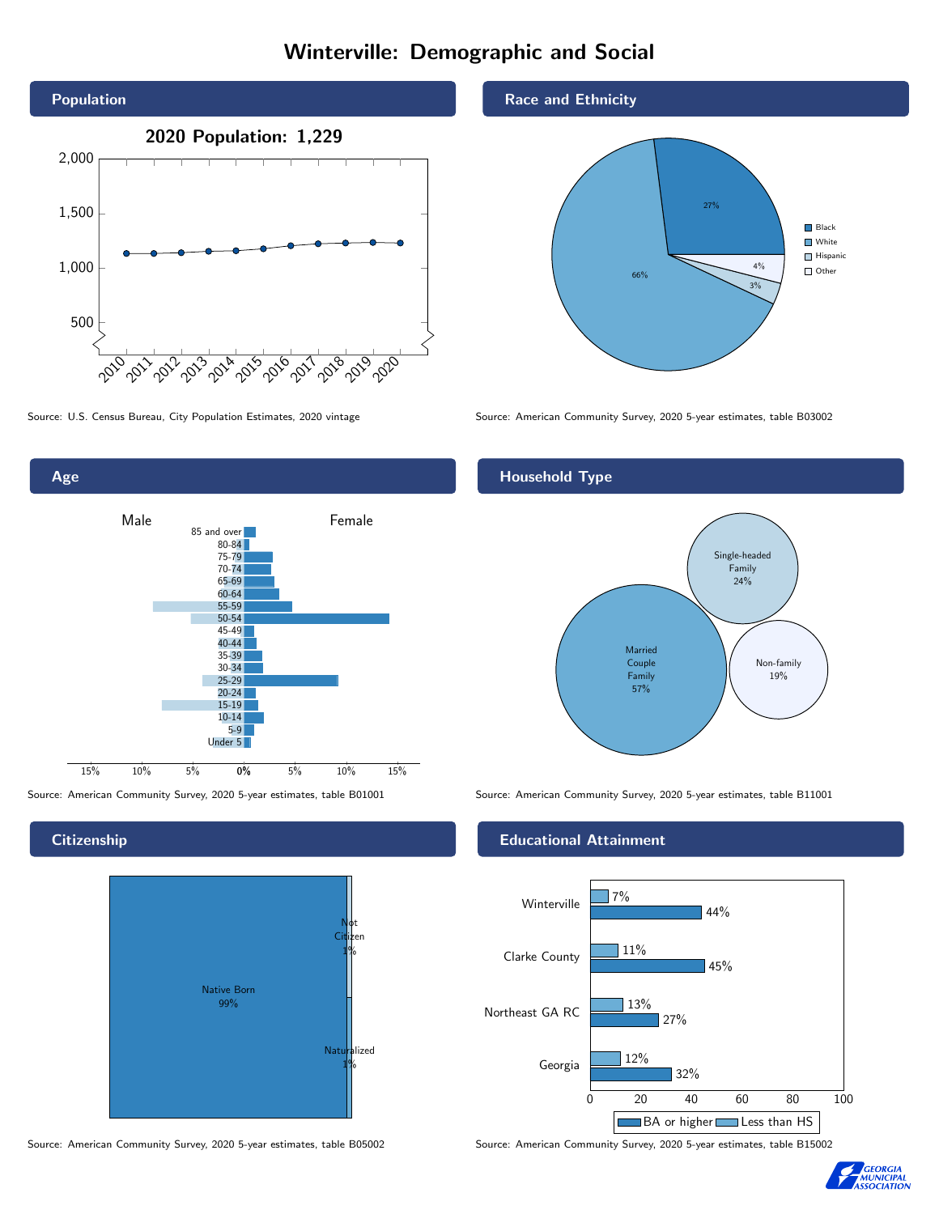# Winterville: Demographic and Social

## Population

2020 Population: 1,229

Source: U.S. Census Bureau, City Population Estimates, 2020 vintage

## Race and Ethnicity

- Black: 27%
- White: 66%
- Hispanic: 3%
- Other: 4%

Source: American Community Survey, 2020 5-year estimates, table B03002

## Age

Male / Female

85 and over, 80-84, 75-79, 70-74, 65-69, 60-64, 55-59, 50-54, 45-49, 40-44, 35-39, 30-34, 25-29, 20-24, 15-19, 10-14, 5-9, Under 5

Source: American Community Survey, 2020 5-year estimates, table B01001

## Household Type

- Married Couple Family: 57%
- Single-headed Family: 24%
- Non-family: 19%

Source: American Community Survey, 2020 5-year estimates, table B11001

## Citizenship

- Native Born: 99%
- Not Citizen: 1%
- Naturalized: 1%

Source: American Community Survey, 2020 5-year estimates, table B05002

## Educational Attainment

| | Less than HS | BA or higher |
|---|---|---|
| Winterville | 7% | 44% |
| Clarke County | 11% | 45% |
| Northeast GA RC | 13% | 27% |
| Georgia | 12% | 32% |

Source: American Community Survey, 2020 5-year estimates, table B15002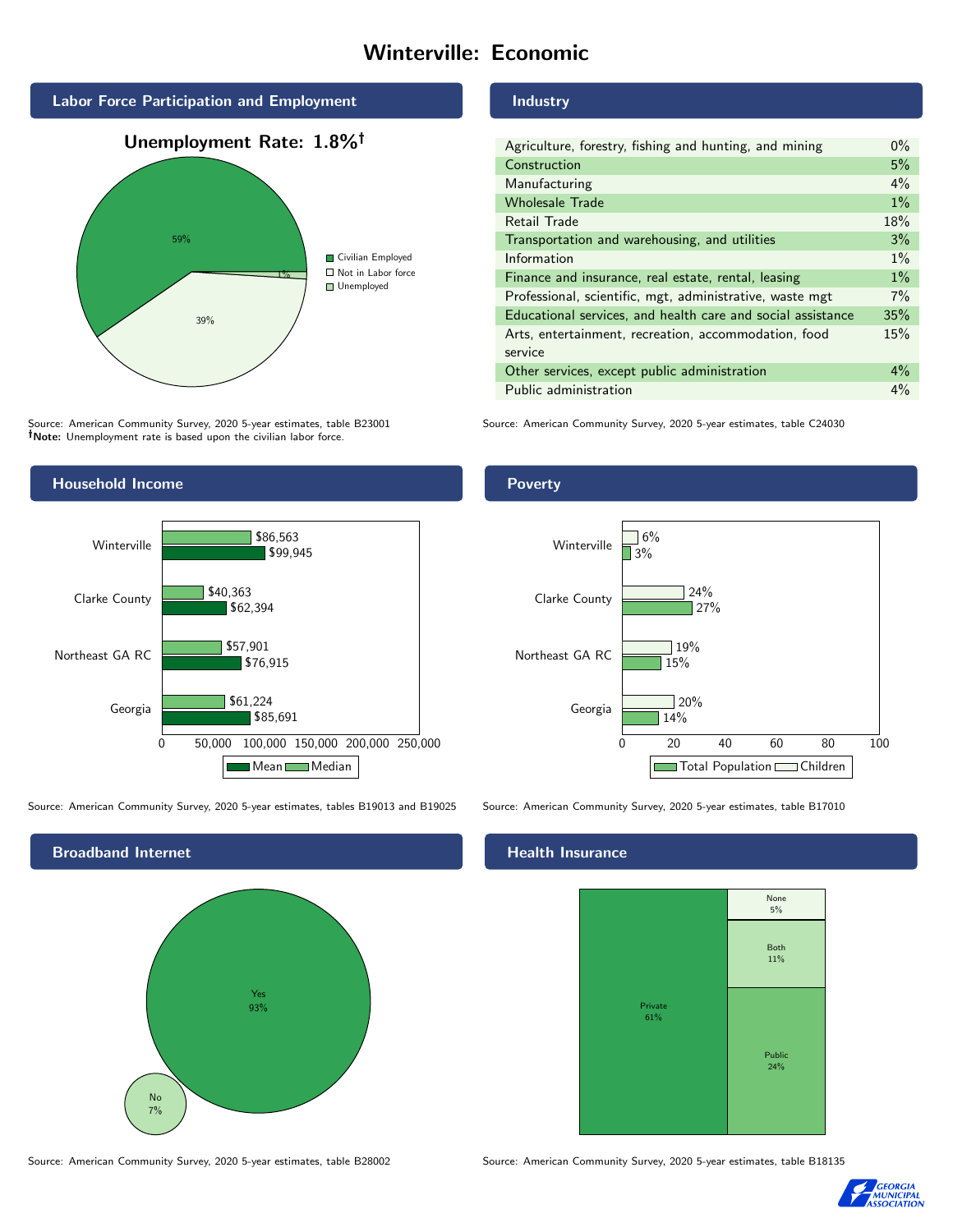# Winterville: Economic

## Labor Force Participation and Employment

**Unemployment Rate: 1.8%†**

| Category | Percent |
|---|---|
| Civilian Employed | 59% |
| Not in Labor force | 39% |
| Unemployed | 1% |

Source: American Community Survey, 2020 5-year estimates, table B23001
**†Note:** Unemployment rate is based upon the civilian labor force.

## Industry

| Industry | Percent |
|---|---|
| Agriculture, forestry, fishing and hunting, and mining | 0% |
| Construction | 5% |
| Manufacturing | 4% |
| Wholesale Trade | 1% |
| Retail Trade | 18% |
| Transportation and warehousing, and utilities | 3% |
| Information | 1% |
| Finance and insurance, real estate, rental, leasing | 1% |
| Professional, scientific, mgt, administrative, waste mgt | 7% |
| Educational services, and health care and social assistance | 35% |
| Arts, entertainment, recreation, accommodation, food service | 15% |
| Other services, except public administration | 4% |
| Public administration | 4% |

Source: American Community Survey, 2020 5-year estimates, table C24030

## Household Income

| Area | Median | Mean |
|---|---|---|
| Winterville | $86,563 | $99,945 |
| Clarke County | $40,363 | $62,394 |
| Northeast GA RC | $57,901 | $76,915 |
| Georgia | $61,224 | $85,691 |

Source: American Community Survey, 2020 5-year estimates, tables B19013 and B19025

## Poverty

| Area | Children | Total Population |
|---|---|---|
| Winterville | 6% | 3% |
| Clarke County | 24% | 27% |
| Northeast GA RC | 19% | 15% |
| Georgia | 20% | 14% |

Source: American Community Survey, 2020 5-year estimates, table B17010

## Broadband Internet

| Response | Percent |
|---|---|
| Yes | 93% |
| No | 7% |

Source: American Community Survey, 2020 5-year estimates, table B28002

## Health Insurance

| Type | Percent |
|---|---|
| Private | 61% |
| Public | 24% |
| Both | 11% |
| None | 5% |

Source: American Community Survey, 2020 5-year estimates, table B18135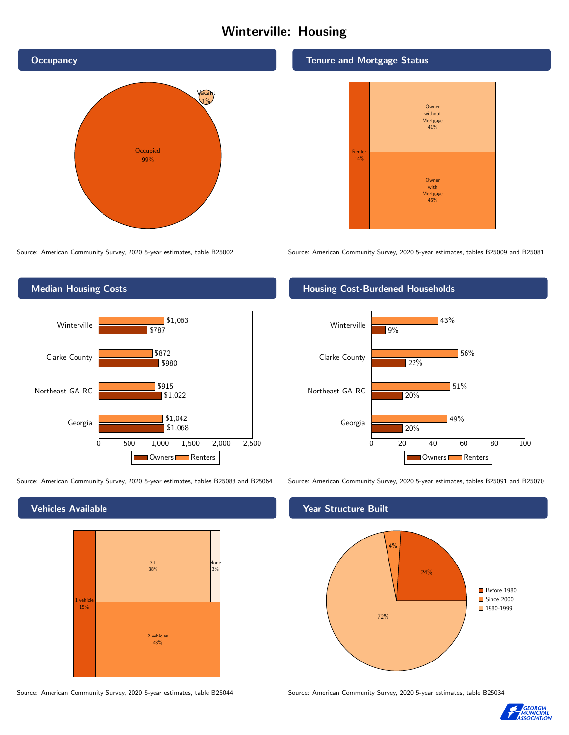# Winterville: Housing

## Occupancy

Occupied
99%

Vacant
1%

Source: American Community Survey, 2020 5-year estimates, table B25002

## Tenure and Mortgage Status

Renter
14%

Owner
without
Mortgage
41%

Owner
with
Mortgage
45%

Source: American Community Survey, 2020 5-year estimates, tables B25009 and B25081

## Median Housing Costs

Winterville
$1,063
$787

Clarke County
$872
$980

Northeast GA RC
$915
$1,022

Georgia
$1,042
$1,068

0 500 1,000 1,500 2,000 2,500

Owners Renters

Source: American Community Survey, 2020 5-year estimates, tables B25088 and B25064

## Housing Cost-Burdened Households

Winterville
43%
9%

Clarke County
56%
22%

Northeast GA RC
51%
20%

Georgia
49%
20%

0 20 40 60 80 100

Owners Renters

Source: American Community Survey, 2020 5-year estimates, tables B25091 and B25070

## Vehicles Available

1 vehicle
15%

3+
38%

None
3%

2 vehicles
43%

Source: American Community Survey, 2020 5-year estimates, table B25044

## Year Structure Built

24%

4%

72%

Before 1980
Since 2000
1980-1999

Source: American Community Survey, 2020 5-year estimates, table B25034